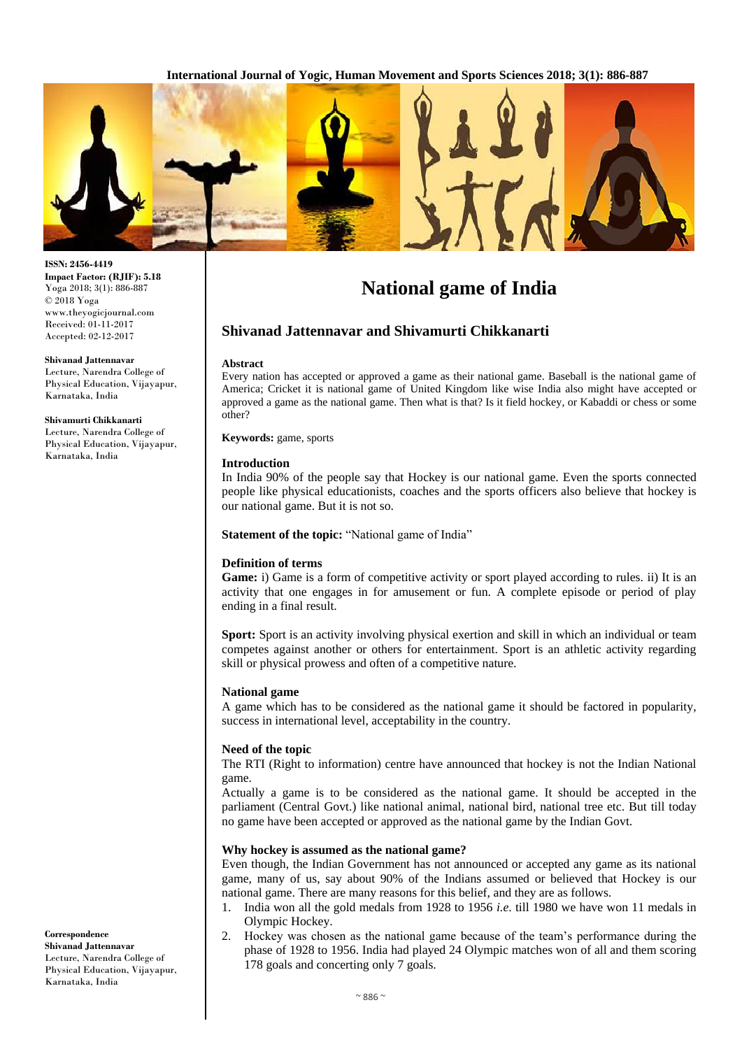ISSN: 2456-4419
**Impact Factor: (RJIF): 5.18**
Yoga 2018; 3(1): 886-887
© 2018 Yoga
www.theyogicjournal.com
Received: 01-11-2017
Accepted: 02-12-2017

**Shivanad Jattennavar**
Lecture, Narendra College of Physical Education, Vijayapur, Karnataka, India

**Shivamurti Chikkanarti**
Lecture, Narendra College of Physical Education, Vijayapur, Karnataka, India

**Correspondence**
**Shivanad Jattennavar**
Lecture, Narendra College of Physical Education, Vijayapur, Karnataka, India

# National game of India

## Shivanad Jattennavar and Shivamurti Chikkanarti

### Abstract

Every nation has accepted or approved a game as their national game. Baseball is the national game of America; Cricket it is national game of United Kingdom like wise India also might have accepted or approved a game as the national game. Then what is that? Is it field hockey, or Kabaddi or chess or some other?

**Keywords:** game, sports

### Introduction

In India 90% of the people say that Hockey is our national game. Even the sports connected people like physical educationists, coaches and the sports officers also believe that hockey is our national game. But it is not so.

**Statement of the topic:** "National game of India"

### Definition of terms

**Game:** i) Game is a form of competitive activity or sport played according to rules. ii) It is an activity that one engages in for amusement or fun. A complete episode or period of play ending in a final result.

**Sport:** Sport is an activity involving physical exertion and skill in which an individual or team competes against another or others for entertainment. Sport is an athletic activity regarding skill or physical prowess and often of a competitive nature.

### National game

A game which has to be considered as the national game it should be factored in popularity, success in international level, acceptability in the country.

### Need of the topic

The RTI (Right to information) centre have announced that hockey is not the Indian National game.

Actually a game is to be considered as the national game. It should be accepted in the parliament (Central Govt.) like national animal, national bird, national tree etc. But till today no game have been accepted or approved as the national game by the Indian Govt.

### Why hockey is assumed as the national game?

Even though, the Indian Government has not announced or accepted any game as its national game, many of us, say about 90% of the Indians assumed or believed that Hockey is our national game. There are many reasons for this belief, and they are as follows.

1. India won all the gold medals from 1928 to 1956 *i.e.* till 1980 we have won 11 medals in Olympic Hockey.
2. Hockey was chosen as the national game because of the team's performance during the phase of 1928 to 1956. India had played 24 Olympic matches won of all and them scoring 178 goals and concerting only 7 goals.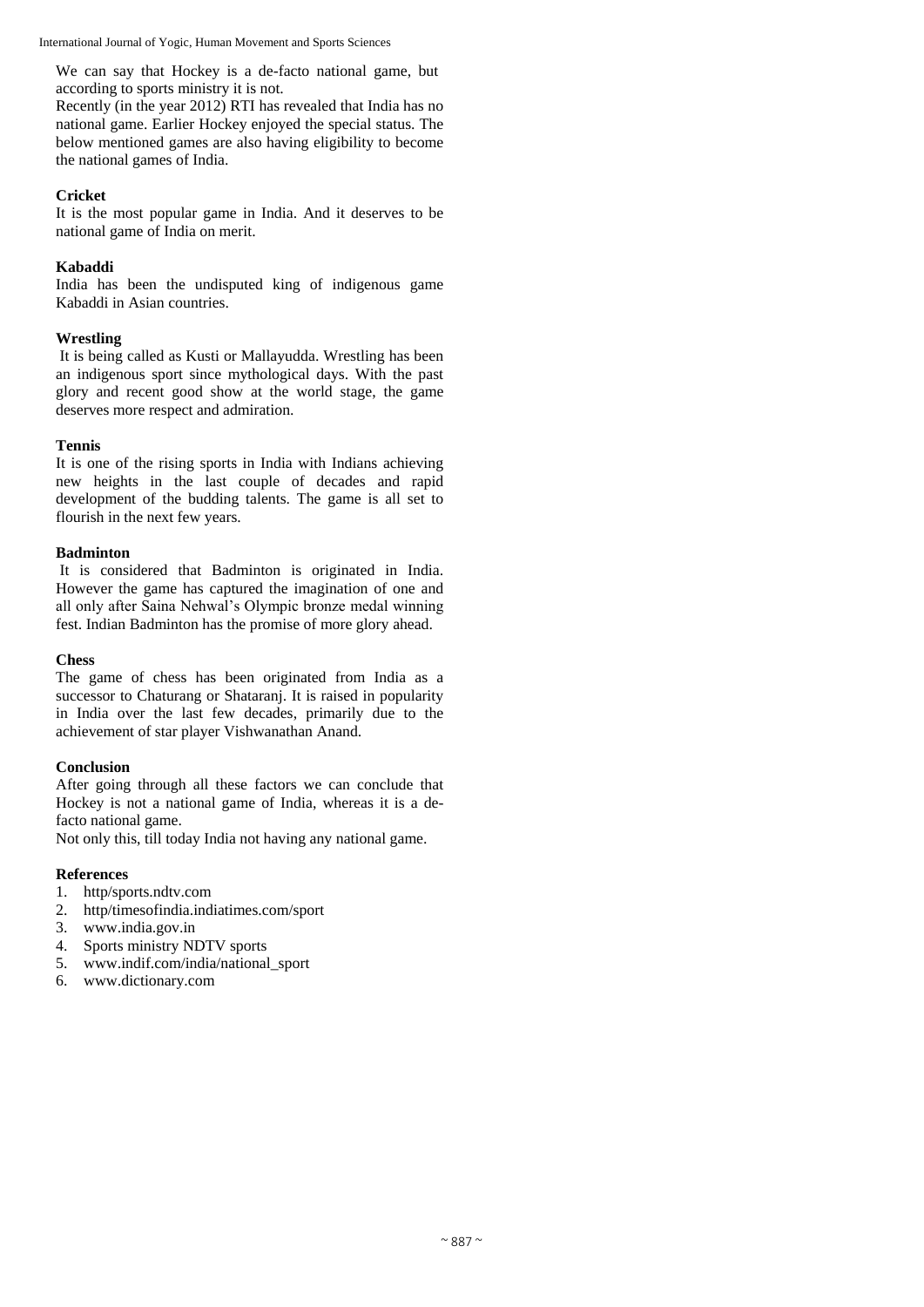We can say that Hockey is a de-facto national game, but according to sports ministry it is not.

Recently (in the year 2012) RTI has revealed that India has no national game. Earlier Hockey enjoyed the special status. The below mentioned games are also having eligibility to become the national games of India.

**Cricket**

It is the most popular game in India. And it deserves to be national game of India on merit.

**Kabaddi**

India has been the undisputed king of indigenous game Kabaddi in Asian countries.

**Wrestling**

It is being called as Kusti or Mallayudda. Wrestling has been an indigenous sport since mythological days. With the past glory and recent good show at the world stage, the game deserves more respect and admiration.

**Tennis**

It is one of the rising sports in India with Indians achieving new heights in the last couple of decades and rapid development of the budding talents. The game is all set to flourish in the next few years.

**Badminton**

It is considered that Badminton is originated in India. However the game has captured the imagination of one and all only after Saina Nehwal's Olympic bronze medal winning fest. Indian Badminton has the promise of more glory ahead.

**Chess**

The game of chess has been originated from India as a successor to Chaturang or Shataranj. It is raised in popularity in India over the last few decades, primarily due to the achievement of star player Vishwanathan Anand.

**Conclusion**

After going through all these factors we can conclude that Hockey is not a national game of India, whereas it is a de-facto national game.

Not only this, till today India not having any national game.

**References**

1. http/sports.ndtv.com
2. http/timesofindia.indiatimes.com/sport
3. www.india.gov.in
4. Sports ministry NDTV sports
5. www.indif.com/india/national_sport
6. www.dictionary.com